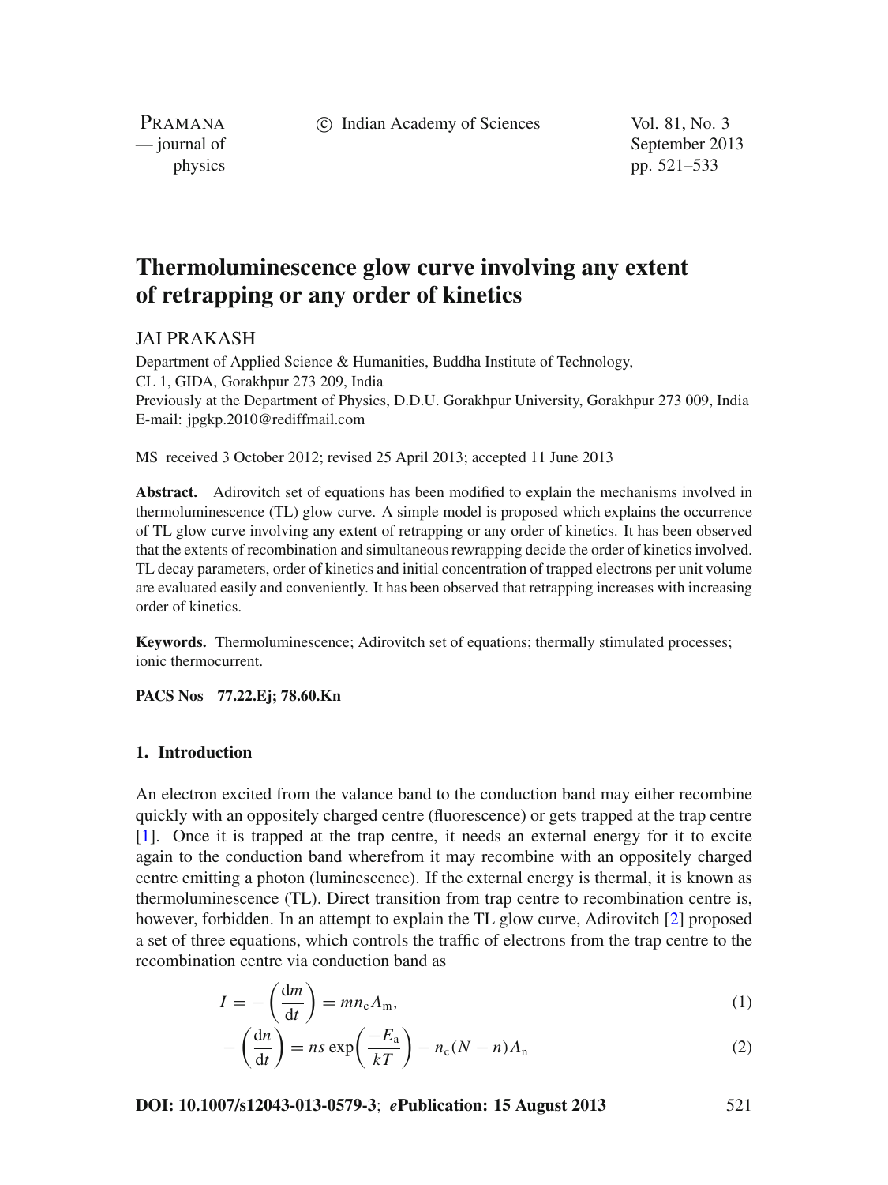# Thermoluminescence glow curve involving any extent of retrapping or any order of kinetics

JAI PRAKASH

Department of Applied Science & Humanities, Buddha Institute of Technology, CL 1, GIDA, Gorakhpur 273 209, India

Previously at the Department of Physics, D.D.U. Gorakhpur University, Gorakhpur 273 009, India

E-mail: jpgkp.2010@rediffmail.com

MS received 3 October 2012; revised 25 April 2013; accepted 11 June 2013

**Abstract.** Adirovitch set of equations has been modified to explain the mechanisms involved in thermoluminescence (TL) glow curve. A simple model is proposed which explains the occurrence of TL glow curve involving any extent of retrapping or any order of kinetics. It has been observed that the extents of recombination and simultaneous rewrapping decide the order of kinetics involved. TL decay parameters, order of kinetics and initial concentration of trapped electrons per unit volume are evaluated easily and conveniently. It has been observed that retrapping increases with increasing order of kinetics.

**Keywords.** Thermoluminescence; Adirovitch set of equations; thermally stimulated processes; ionic thermocurrent.

**PACS Nos** 77.22.Ej; 78.60.Kn

## 1. Introduction

An electron excited from the valance band to the conduction band may either recombine quickly with an oppositely charged centre (fluorescence) or gets trapped at the trap centre [1]. Once it is trapped at the trap centre, it needs an external energy for it to excite again to the conduction band wherefrom it may recombine with an oppositely charged centre emitting a photon (luminescence). If the external energy is thermal, it is known as thermoluminescence (TL). Direct transition from trap centre to recombination centre is, however, forbidden. In an attempt to explain the TL glow curve, Adirovitch [2] proposed a set of three equations, which controls the traffic of electrons from the trap centre to the recombination centre via conduction band as

$$I = -\left(\frac{\mathrm{d}m}{\mathrm{d}t}\right) = mn_{\mathrm{c}}A_{\mathrm{m}}, \tag{1}$$

$$-\left(\frac{\mathrm{d}n}{\mathrm{d}t}\right) = ns\exp\left(\frac{-E_{\mathrm{a}}}{kT}\right) - n_{\mathrm{c}}(N-n)A_{\mathrm{n}} \tag{2}$$

**DOI: 10.1007/s12043-013-0579-3**; ***e*Publication: 15 August 2013**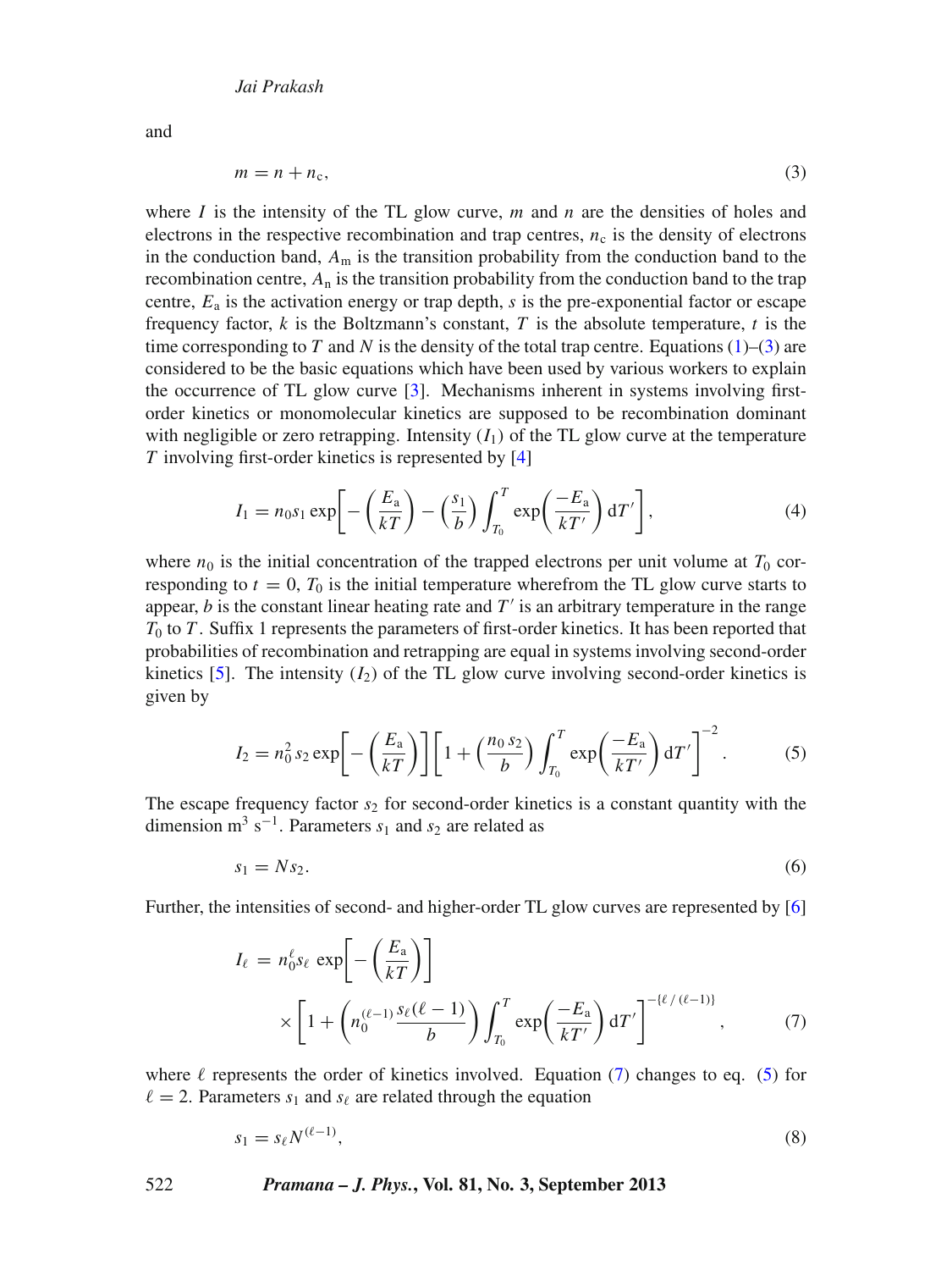and

$$m = n + n_{\mathrm{c}}, \tag{3}$$

where $I$ is the intensity of the TL glow curve, $m$ and $n$ are the densities of holes and electrons in the respective recombination and trap centres, $n_{\mathrm{c}}$ is the density of electrons in the conduction band, $A_{\mathrm{m}}$ is the transition probability from the conduction band to the recombination centre, $A_{\mathrm{n}}$ is the transition probability from the conduction band to the trap centre, $E_{\mathrm{a}}$ is the activation energy or trap depth, $s$ is the pre-exponential factor or escape frequency factor, $k$ is the Boltzmann's constant, $T$ is the absolute temperature, $t$ is the time corresponding to $T$ and $N$ is the density of the total trap centre. Equations (1)–(3) are considered to be the basic equations which have been used by various workers to explain the occurrence of TL glow curve [3]. Mechanisms inherent in systems involving first-order kinetics or monomolecular kinetics are supposed to be recombination dominant with negligible or zero retrapping. Intensity ($I_1$) of the TL glow curve at the temperature $T$ involving first-order kinetics is represented by [4]

$$I_1 = n_0 s_1 \exp\left[-\left(\frac{E_{\mathrm{a}}}{kT}\right) - \left(\frac{s_1}{b}\right)\int_{T_0}^{T} \exp\left(\frac{-E_{\mathrm{a}}}{kT'}\right) \mathrm{d}T'\right], \tag{4}$$

where $n_0$ is the initial concentration of the trapped electrons per unit volume at $T_0$ corresponding to $t = 0$, $T_0$ is the initial temperature wherefrom the TL glow curve starts to appear, $b$ is the constant linear heating rate and $T'$ is an arbitrary temperature in the range $T_0$ to $T$. Suffix 1 represents the parameters of first-order kinetics. It has been reported that probabilities of recombination and retrapping are equal in systems involving second-order kinetics [5]. The intensity ($I_2$) of the TL glow curve involving second-order kinetics is given by

$$I_2 = n_0^2 s_2 \exp\left[-\left(\frac{E_{\mathrm{a}}}{kT}\right)\right]\left[1 + \left(\frac{n_0 s_2}{b}\right)\int_{T_0}^{T} \exp\left(\frac{-E_{\mathrm{a}}}{kT'}\right) \mathrm{d}T'\right]^{-2}. \tag{5}$$

The escape frequency factor $s_2$ for second-order kinetics is a constant quantity with the dimension $\mathrm{m}^3\ \mathrm{s}^{-1}$. Parameters $s_1$ and $s_2$ are related as

$$s_1 = N s_2. \tag{6}$$

Further, the intensities of second- and higher-order TL glow curves are represented by [6]

$$I_\ell = n_0^\ell s_\ell \exp\left[-\left(\frac{E_{\mathrm{a}}}{kT}\right)\right] \times \left[1 + \left(n_0^{(\ell-1)} \frac{s_\ell(\ell-1)}{b}\right)\int_{T_0}^{T} \exp\left(\frac{-E_{\mathrm{a}}}{kT'}\right) \mathrm{d}T'\right]^{-\{\ell/(\ell-1)\}}, \tag{7}$$

where $\ell$ represents the order of kinetics involved. Equation (7) changes to eq. (5) for $\ell = 2$. Parameters $s_1$ and $s_\ell$ are related through the equation

$$s_1 = s_\ell N^{(\ell-1)}, \tag{8}$$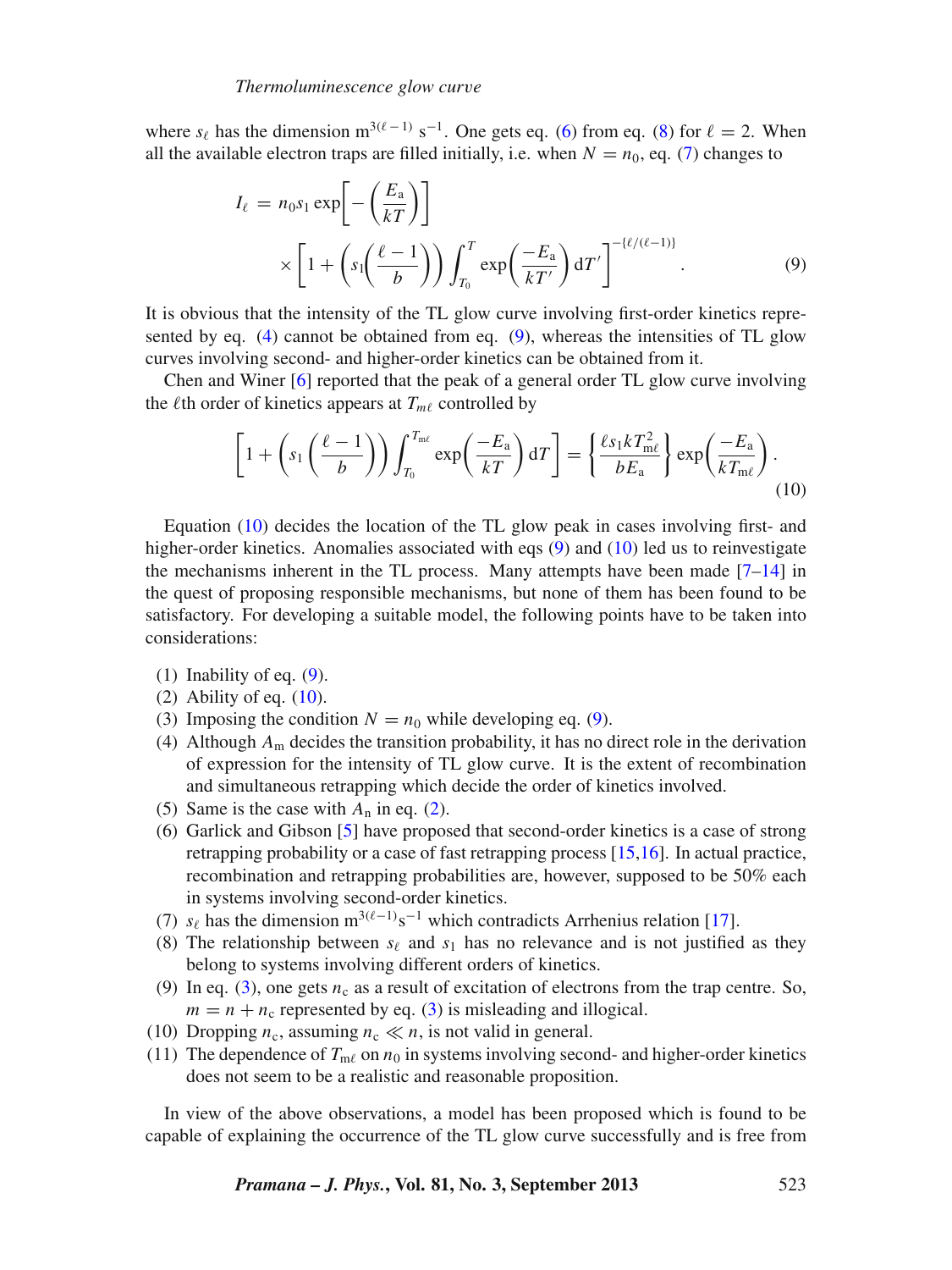where $s_\ell$ has the dimension $m^{3(\ell-1)}\ s^{-1}$. One gets eq. (6) from eq. (8) for $\ell = 2$. When all the available electron traps are filled initially, i.e. when $N = n_0$, eq. (7) changes to

$$I_\ell = n_0 s_1 \exp\left[-\left(\frac{E_a}{kT}\right)\right] \times \left[1 + \left(s_1\left(\frac{\ell-1}{b}\right)\right)\int_{T_0}^{T} \exp\left(\frac{-E_a}{kT'}\right) \mathrm{d}T'\right]^{-\{\ell/(\ell-1)\}}. \tag{9}$$

It is obvious that the intensity of the TL glow curve involving first-order kinetics represented by eq. (4) cannot be obtained from eq. (9), whereas the intensities of TL glow curves involving second- and higher-order kinetics can be obtained from it.

Chen and Winer [6] reported that the peak of a general order TL glow curve involving the $\ell$th order of kinetics appears at $T_{m\ell}$ controlled by

$$\left[1 + \left(s_1\left(\frac{\ell-1}{b}\right)\right)\int_{T_0}^{T_{m\ell}} \exp\left(\frac{-E_a}{kT}\right) \mathrm{d}T\right] = \left\{\frac{\ell s_1 k T_{m\ell}^2}{b E_a}\right\} \exp\left(\frac{-E_a}{kT_{m\ell}}\right). \tag{10}$$

Equation (10) decides the location of the TL glow peak in cases involving first- and higher-order kinetics. Anomalies associated with eqs (9) and (10) led us to reinvestigate the mechanisms inherent in the TL process. Many attempts have been made [7–14] in the quest of proposing responsible mechanisms, but none of them has been found to be satisfactory. For developing a suitable model, the following points have to be taken into considerations:

(1) Inability of eq. (9).
(2) Ability of eq. (10).
(3) Imposing the condition $N = n_0$ while developing eq. (9).
(4) Although $A_m$ decides the transition probability, it has no direct role in the derivation of expression for the intensity of TL glow curve. It is the extent of recombination and simultaneous retrapping which decide the order of kinetics involved.
(5) Same is the case with $A_n$ in eq. (2).
(6) Garlick and Gibson [5] have proposed that second-order kinetics is a case of strong retrapping probability or a case of fast retrapping process [15,16]. In actual practice, recombination and retrapping probabilities are, however, supposed to be 50% each in systems involving second-order kinetics.
(7) $s_\ell$ has the dimension $m^{3(\ell-1)}s^{-1}$ which contradicts Arrhenius relation [17].
(8) The relationship between $s_\ell$ and $s_1$ has no relevance and is not justified as they belong to systems involving different orders of kinetics.
(9) In eq. (3), one gets $n_c$ as a result of excitation of electrons from the trap centre. So, $m = n + n_c$ represented by eq. (3) is misleading and illogical.
(10) Dropping $n_c$, assuming $n_c \ll n$, is not valid in general.
(11) The dependence of $T_{m\ell}$ on $n_0$ in systems involving second- and higher-order kinetics does not seem to be a realistic and reasonable proposition.

In view of the above observations, a model has been proposed which is found to be capable of explaining the occurrence of the TL glow curve successfully and is free from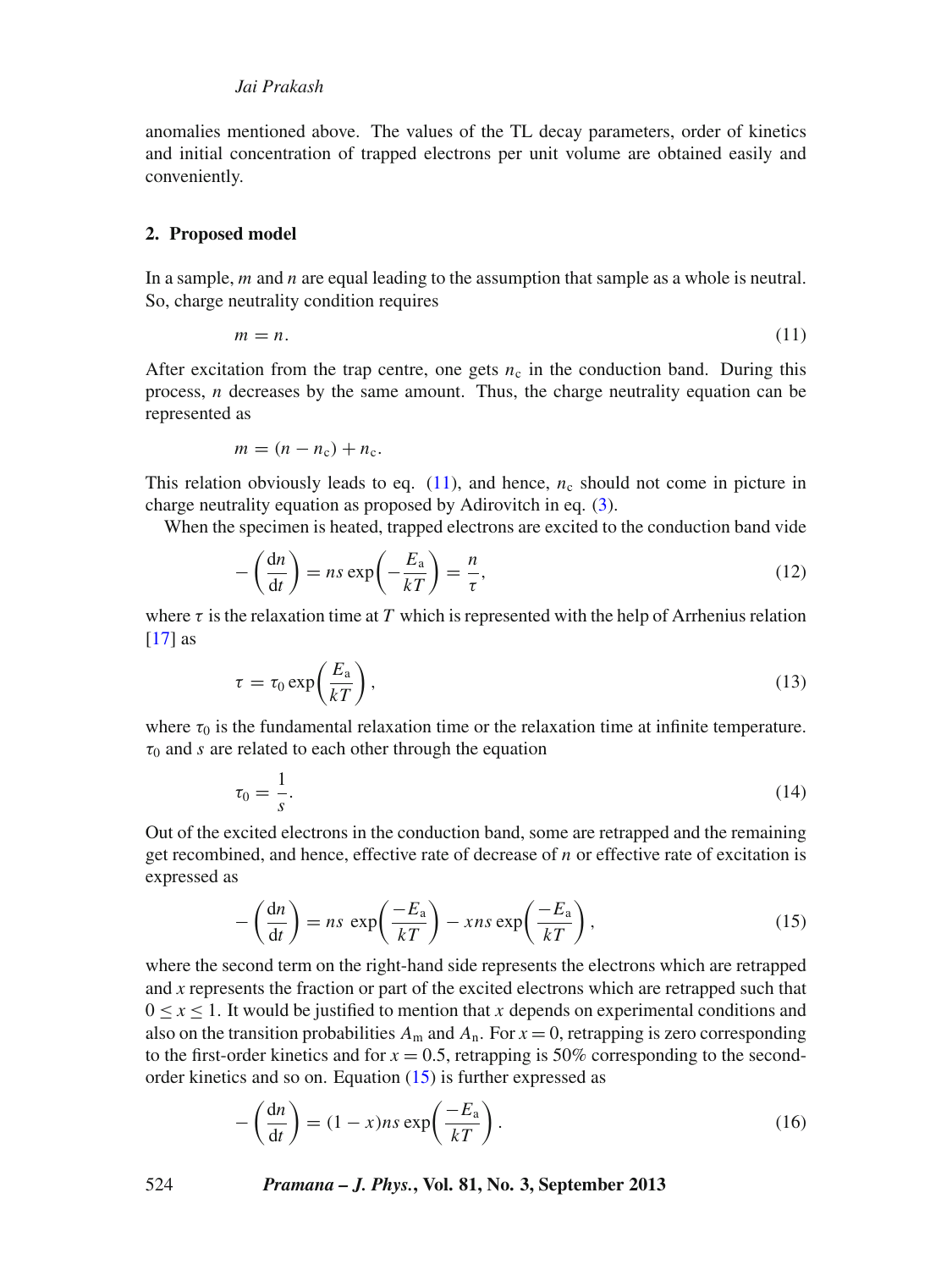anomalies mentioned above. The values of the TL decay parameters, order of kinetics and initial concentration of trapped electrons per unit volume are obtained easily and conveniently.

## 2. Proposed model

In a sample, $m$ and $n$ are equal leading to the assumption that sample as a whole is neutral. So, charge neutrality condition requires

$$m = n. \tag{11}$$

After excitation from the trap centre, one gets $n_c$ in the conduction band. During this process, $n$ decreases by the same amount. Thus, the charge neutrality equation can be represented as

$$m = (n - n_c) + n_c.$$

This relation obviously leads to eq. (11), and hence, $n_c$ should not come in picture in charge neutrality equation as proposed by Adirovitch in eq. (3).

When the specimen is heated, trapped electrons are excited to the conduction band vide

$$-\left(\frac{dn}{dt}\right) = ns\exp\left(-\frac{E_a}{kT}\right) = \frac{n}{\tau}, \tag{12}$$

where $\tau$ is the relaxation time at $T$ which is represented with the help of Arrhenius relation [17] as

$$\tau = \tau_0\exp\left(\frac{E_a}{kT}\right), \tag{13}$$

where $\tau_0$ is the fundamental relaxation time or the relaxation time at infinite temperature. $\tau_0$ and $s$ are related to each other through the equation

$$\tau_0 = \frac{1}{s}. \tag{14}$$

Out of the excited electrons in the conduction band, some are retrapped and the remaining get recombined, and hence, effective rate of decrease of $n$ or effective rate of excitation is expressed as

$$-\left(\frac{dn}{dt}\right) = ns\ \exp\left(\frac{-E_a}{kT}\right) - xns\exp\left(\frac{-E_a}{kT}\right), \tag{15}$$

where the second term on the right-hand side represents the electrons which are retrapped and $x$ represents the fraction or part of the excited electrons which are retrapped such that $0 \leq x \leq 1$. It would be justified to mention that $x$ depends on experimental conditions and also on the transition probabilities $A_m$ and $A_n$. For $x = 0$, retrapping is zero corresponding to the first-order kinetics and for $x = 0.5$, retrapping is 50% corresponding to the second-order kinetics and so on. Equation (15) is further expressed as

$$-\left(\frac{dn}{dt}\right) = (1 - x)ns\exp\left(\frac{-E_a}{kT}\right). \tag{16}$$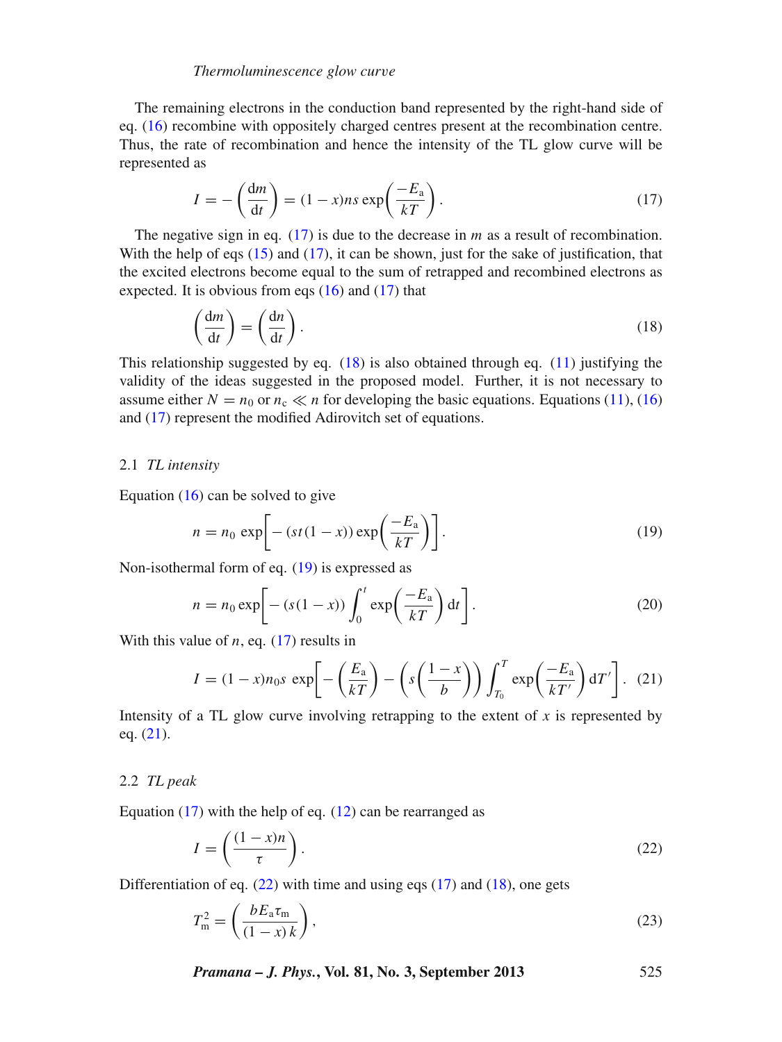The remaining electrons in the conduction band represented by the right-hand side of eq. (16) recombine with oppositely charged centres present at the recombination centre. Thus, the rate of recombination and hence the intensity of the TL glow curve will be represented as

$$I = -\left(\frac{\mathrm{d}m}{\mathrm{d}t}\right) = (1-x)ns\exp\left(\frac{-E_\mathrm{a}}{kT}\right). \tag{17}$$

The negative sign in eq. (17) is due to the decrease in $m$ as a result of recombination. With the help of eqs (15) and (17), it can be shown, just for the sake of justification, that the excited electrons become equal to the sum of retrapped and recombined electrons as expected. It is obvious from eqs (16) and (17) that

$$\left(\frac{\mathrm{d}m}{\mathrm{d}t}\right) = \left(\frac{\mathrm{d}n}{\mathrm{d}t}\right). \tag{18}$$

This relationship suggested by eq. (18) is also obtained through eq. (11) justifying the validity of the ideas suggested in the proposed model. Further, it is not necessary to assume either $N = n_0$ or $n_\mathrm{c} \ll n$ for developing the basic equations. Equations (11), (16) and (17) represent the modified Adirovitch set of equations.

## 2.1 *TL intensity*

Equation (16) can be solved to give

$$n = n_0\exp\left[-(st(1-x))\exp\left(\frac{-E_\mathrm{a}}{kT}\right)\right]. \tag{19}$$

Non-isothermal form of eq. (19) is expressed as

$$n = n_0\exp\left[-(s(1-x))\int_0^t\exp\left(\frac{-E_\mathrm{a}}{kT}\right)\mathrm{d}t\right]. \tag{20}$$

With this value of $n$, eq. (17) results in

$$I = (1-x)n_0 s\ \exp\left[-\left(\frac{E_\mathrm{a}}{kT}\right) - \left(s\left(\frac{1-x}{b}\right)\right)\int_{T_0}^{T}\exp\left(\frac{-E_\mathrm{a}}{kT'}\right)\mathrm{d}T'\right]. \tag{21}$$

Intensity of a TL glow curve involving retrapping to the extent of $x$ is represented by eq. (21).

## 2.2 *TL peak*

Equation (17) with the help of eq. (12) can be rearranged as

$$I = \left(\frac{(1-x)n}{\tau}\right). \tag{22}$$

Differentiation of eq. (22) with time and using eqs (17) and (18), one gets

$$T_\mathrm{m}^2 = \left(\frac{bE_\mathrm{a}\tau_\mathrm{m}}{(1-x)\,k}\right), \tag{23}$$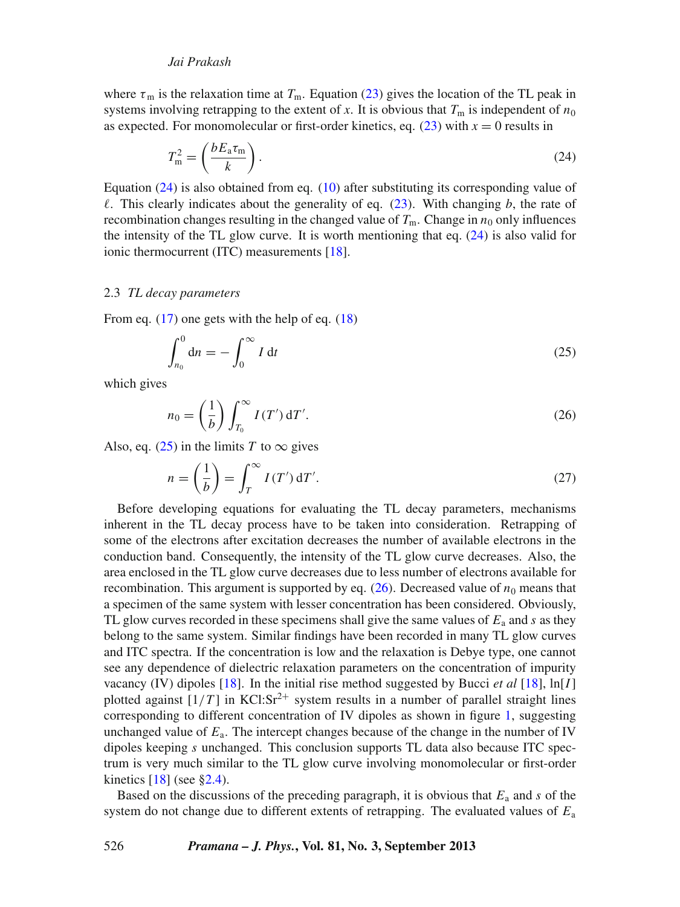where $\tau_m$ is the relaxation time at $T_m$. Equation (23) gives the location of the TL peak in systems involving retrapping to the extent of $x$. It is obvious that $T_m$ is independent of $n_0$ as expected. For monomolecular or first-order kinetics, eq. (23) with $x = 0$ results in

$$T_m^2 = \left(\frac{bE_a\tau_m}{k}\right). \tag{24}$$

Equation (24) is also obtained from eq. (10) after substituting its corresponding value of $\ell$. This clearly indicates about the generality of eq. (23). With changing $b$, the rate of recombination changes resulting in the changed value of $T_m$. Change in $n_0$ only influences the intensity of the TL glow curve. It is worth mentioning that eq. (24) is also valid for ionic thermocurrent (ITC) measurements [18].

### 2.3 *TL decay parameters*

From eq. (17) one gets with the help of eq. (18)

$$\int_{n_0}^{0} \mathrm{d}n = -\int_0^\infty I\,\mathrm{d}t \tag{25}$$

which gives

$$n_0 = \left(\frac{1}{b}\right)\int_{T_0}^{\infty} I(T')\,\mathrm{d}T'. \tag{26}$$

Also, eq. (25) in the limits $T$ to $\infty$ gives

$$n = \left(\frac{1}{b}\right) = \int_T^\infty I(T')\,\mathrm{d}T'. \tag{27}$$

Before developing equations for evaluating the TL decay parameters, mechanisms inherent in the TL decay process have to be taken into consideration. Retrapping of some of the electrons after excitation decreases the number of available electrons in the conduction band. Consequently, the intensity of the TL glow curve decreases. Also, the area enclosed in the TL glow curve decreases due to less number of electrons available for recombination. This argument is supported by eq. (26). Decreased value of $n_0$ means that a specimen of the same system with lesser concentration has been considered. Obviously, TL glow curves recorded in these specimens shall give the same values of $E_a$ and $s$ as they belong to the same system. Similar findings have been recorded in many TL glow curves and ITC spectra. If the concentration is low and the relaxation is Debye type, one cannot see any dependence of dielectric relaxation parameters on the concentration of impurity vacancy (IV) dipoles [18]. In the initial rise method suggested by Bucci *et al* [18], ln[$I$] plotted against [$1/T$] in KCl:$Sr^{2+}$ system results in a number of parallel straight lines corresponding to different concentration of IV dipoles as shown in figure 1, suggesting unchanged value of $E_a$. The intercept changes because of the change in the number of IV dipoles keeping $s$ unchanged. This conclusion supports TL data also because ITC spectrum is very much similar to the TL glow curve involving monomolecular or first-order kinetics [18] (see §2.4).

Based on the discussions of the preceding paragraph, it is obvious that $E_a$ and $s$ of the system do not change due to different extents of retrapping. The evaluated values of $E_a$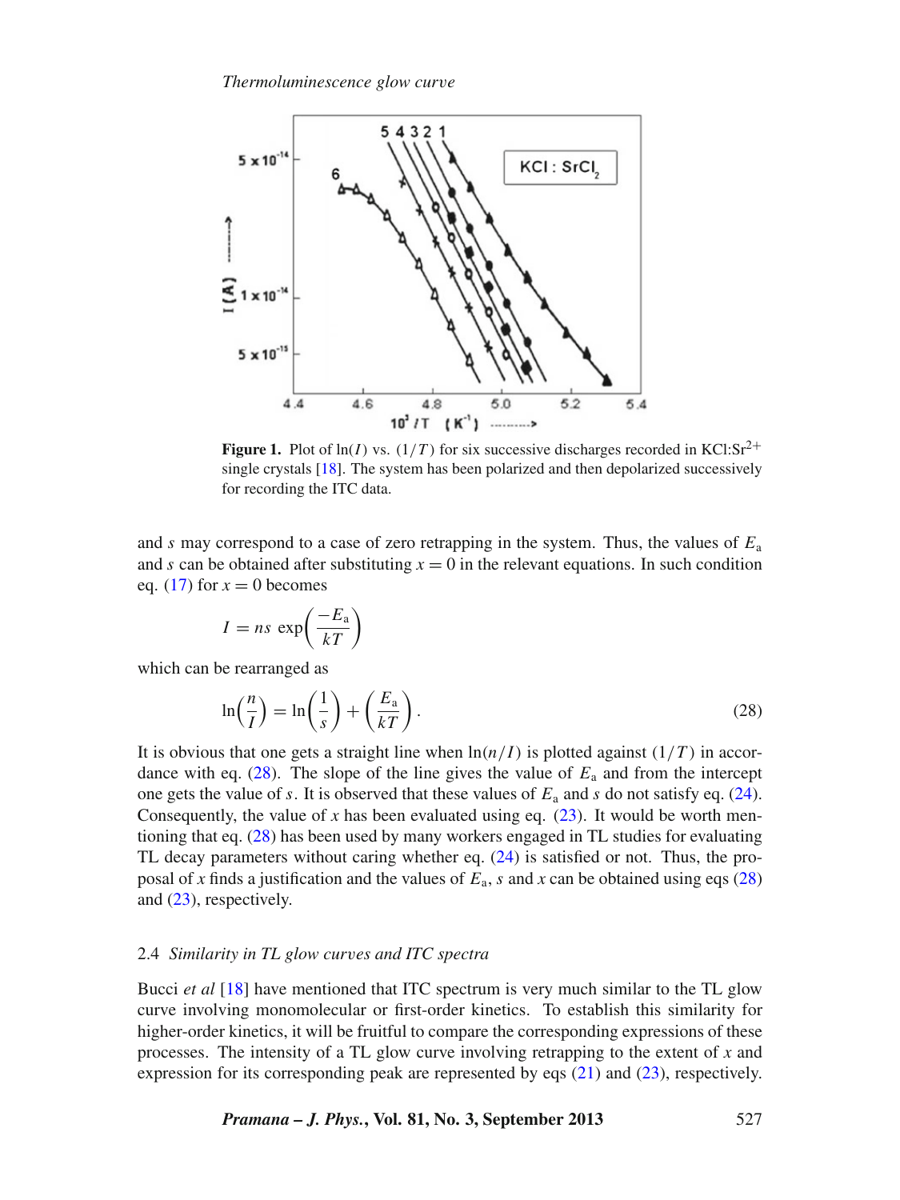5 4 3 2 1

KCl : SrCl$_2$

5 x 10$^{-14}$

6

I (A)

1 x 10$^{-14}$

5 x 10$^{-15}$

4.4 4.6 4.8 5.0 5.2 5.4

10$^3$ / T (K$^{-1}$)

**Figure 1.** Plot of $\ln(I)$ vs. $(1/T)$ for six successive discharges recorded in KCl:$Sr^{2+}$ single crystals [18]. The system has been polarized and then depolarized successively for recording the ITC data.

and $s$ may correspond to a case of zero retrapping in the system. Thus, the values of $E_a$ and $s$ can be obtained after substituting $x = 0$ in the relevant equations. In such condition eq. (17) for $x = 0$ becomes

$$I = ns \exp\left(\frac{-E_a}{kT}\right)$$

which can be rearranged as

$$\ln\left(\frac{n}{I}\right) = \ln\left(\frac{1}{s}\right) + \left(\frac{E_a}{kT}\right). \tag{28}$$

It is obvious that one gets a straight line when $\ln(n/I)$ is plotted against $(1/T)$ in accordance with eq. (28). The slope of the line gives the value of $E_a$ and from the intercept one gets the value of $s$. It is observed that these values of $E_a$ and $s$ do not satisfy eq. (24). Consequently, the value of $x$ has been evaluated using eq. (23). It would be worth mentioning that eq. (28) has been used by many workers engaged in TL studies for evaluating TL decay parameters without caring whether eq. (24) is satisfied or not. Thus, the proposal of $x$ finds a justification and the values of $E_a$, $s$ and $x$ can be obtained using eqs (28) and (23), respectively.

### 2.4 *Similarity in TL glow curves and ITC spectra*

Bucci *et al* [18] have mentioned that ITC spectrum is very much similar to the TL glow curve involving monomolecular or first-order kinetics. To establish this similarity for higher-order kinetics, it will be fruitful to compare the corresponding expressions of these processes. The intensity of a TL glow curve involving retrapping to the extent of $x$ and expression for its corresponding peak are represented by eqs (21) and (23), respectively.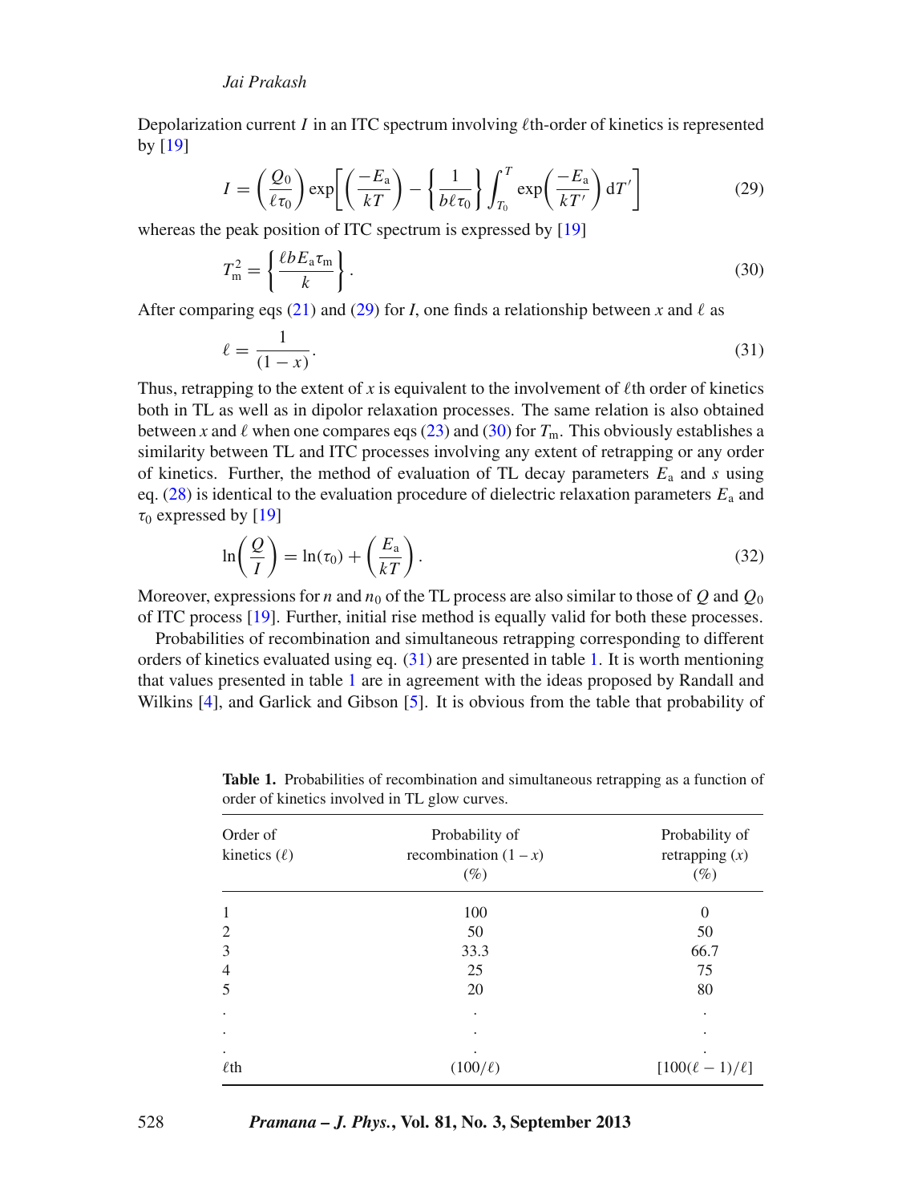Depolarization current $I$ in an ITC spectrum involving $\ell$th-order of kinetics is represented by [19]

$$I = \left(\frac{Q_0}{\ell\tau_0}\right)\exp\left[\left(\frac{-E_\mathrm{a}}{kT}\right) - \left\{\frac{1}{b\ell\tau_0}\right\}\int_{T_0}^{T}\exp\left(\frac{-E_\mathrm{a}}{kT'}\right)\mathrm{d}T'\right] \tag{29}$$

whereas the peak position of ITC spectrum is expressed by [19]

$$T_\mathrm{m}^2 = \left\{\frac{\ell b E_\mathrm{a}\tau_\mathrm{m}}{k}\right\}. \tag{30}$$

After comparing eqs (21) and (29) for $I$, one finds a relationship between $x$ and $\ell$ as

$$\ell = \frac{1}{(1-x)}. \tag{31}$$

Thus, retrapping to the extent of $x$ is equivalent to the involvement of $\ell$th order of kinetics both in TL as well as in dipolor relaxation processes. The same relation is also obtained between $x$ and $\ell$ when one compares eqs (23) and (30) for $T_\mathrm{m}$. This obviously establishes a similarity between TL and ITC processes involving any extent of retrapping or any order of kinetics. Further, the method of evaluation of TL decay parameters $E_\mathrm{a}$ and $s$ using eq. (28) is identical to the evaluation procedure of dielectric relaxation parameters $E_\mathrm{a}$ and $\tau_0$ expressed by [19]

$$\ln\left(\frac{Q}{I}\right) = \ln(\tau_0) + \left(\frac{E_\mathrm{a}}{kT}\right). \tag{32}$$

Moreover, expressions for $n$ and $n_0$ of the TL process are also similar to those of $Q$ and $Q_0$ of ITC process [19]. Further, initial rise method is equally valid for both these processes.

Probabilities of recombination and simultaneous retrapping corresponding to different orders of kinetics evaluated using eq. (31) are presented in table 1. It is worth mentioning that values presented in table 1 are in agreement with the ideas proposed by Randall and Wilkins [4], and Garlick and Gibson [5]. It is obvious from the table that probability of

**Table 1.** Probabilities of recombination and simultaneous retrapping as a function of order of kinetics involved in TL glow curves.

| Order of kinetics ($\ell$) | Probability of recombination $(1-x)$ (%) | Probability of retrapping $(x)$ (%) |
|---|---|---|
| 1 | 100 | 0 |
| 2 | 50 | 50 |
| 3 | 33.3 | 66.7 |
| 4 | 25 | 75 |
| 5 | 20 | 80 |
| . | . | . |
| . | . | . |
| . | . | . |
| $\ell$th | $(100/\ell)$ | $[100(\ell-1)/\ell]$ |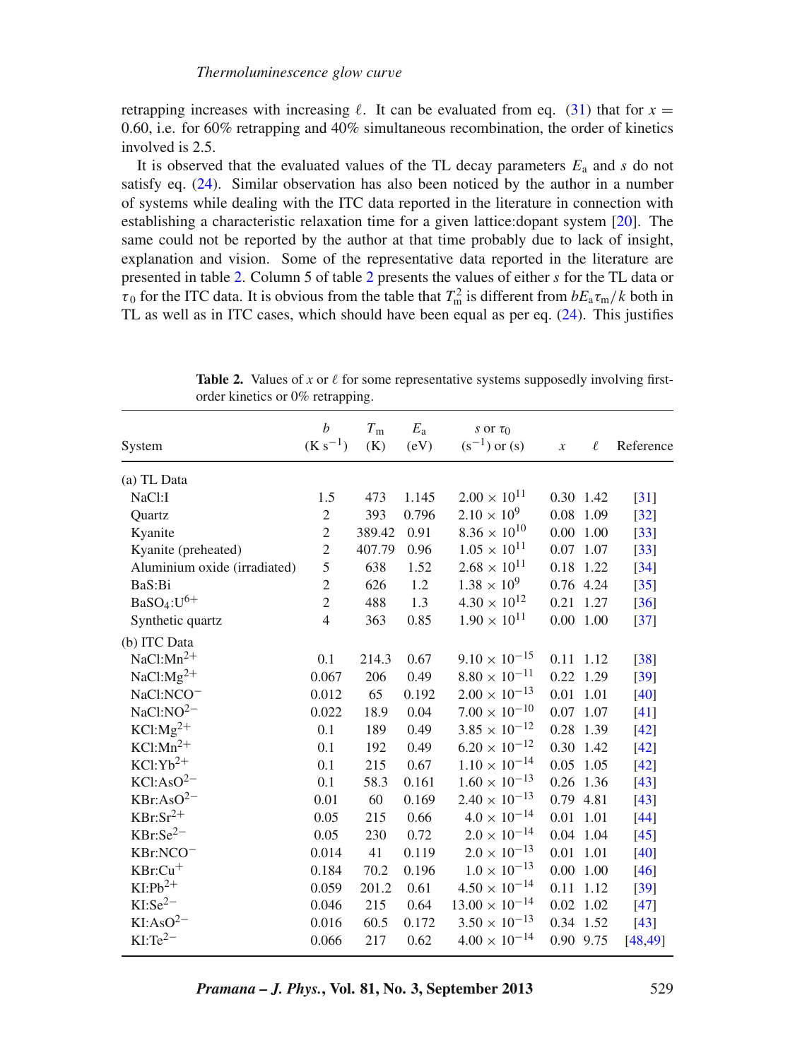retrapping increases with increasing $\ell$. It can be evaluated from eq. (31) that for $x = 0.60$, i.e. for 60% retrapping and 40% simultaneous recombination, the order of kinetics involved is 2.5.

It is observed that the evaluated values of the TL decay parameters $E_a$ and $s$ do not satisfy eq. (24). Similar observation has also been noticed by the author in a number of systems while dealing with the ITC data reported in the literature in connection with establishing a characteristic relaxation time for a given lattice:dopant system [20]. The same could not be reported by the author at that time probably due to lack of insight, explanation and vision. Some of the representative data reported in the literature are presented in table 2. Column 5 of table 2 presents the values of either $s$ for the TL data or $\tau_0$ for the ITC data. It is obvious from the table that $T_m^2$ is different from $bE_a\tau_m/k$ both in TL as well as in ITC cases, which should have been equal as per eq. (24). This justifies

**Table 2.** Values of $x$ or $\ell$ for some representative systems supposedly involving first-order kinetics or 0% retrapping.

| System | $b$ ($K\,s^{-1}$) | $T_m$ (K) | $E_a$ (eV) | $s$ or $\tau_0$ ($s^{-1}$) or (s) | $x$ | $\ell$ | Reference |
|---|---|---|---|---|---|---|---|
| (a) TL Data | | | | | | | |
| NaCl:I | 1.5 | 473 | 1.145 | $2.00 \times 10^{11}$ | 0.30 | 1.42 | [31] |
| Quartz | 2 | 393 | 0.796 | $2.10 \times 10^{9}$ | 0.08 | 1.09 | [32] |
| Kyanite | 2 | 389.42 | 0.91 | $8.36 \times 10^{10}$ | 0.00 | 1.00 | [33] |
| Kyanite (preheated) | 2 | 407.79 | 0.96 | $1.05 \times 10^{11}$ | 0.07 | 1.07 | [33] |
| Aluminium oxide (irradiated) | 5 | 638 | 1.52 | $2.68 \times 10^{11}$ | 0.18 | 1.22 | [34] |
| BaS:Bi | 2 | 626 | 1.2 | $1.38 \times 10^{9}$ | 0.76 | 4.24 | [35] |
| $BaSO_4$:$U^{6+}$ | 2 | 488 | 1.3 | $4.30 \times 10^{12}$ | 0.21 | 1.27 | [36] |
| Synthetic quartz | 4 | 363 | 0.85 | $1.90 \times 10^{11}$ | 0.00 | 1.00 | [37] |
| (b) ITC Data | | | | | | | |
| NaCl:$Mn^{2+}$ | 0.1 | 214.3 | 0.67 | $9.10 \times 10^{-15}$ | 0.11 | 1.12 | [38] |
| NaCl:$Mg^{2+}$ | 0.067 | 206 | 0.49 | $8.80 \times 10^{-11}$ | 0.22 | 1.29 | [39] |
| NaCl:$NCO^{-}$ | 0.012 | 65 | 0.192 | $2.00 \times 10^{-13}$ | 0.01 | 1.01 | [40] |
| NaCl:$NO^{2-}$ | 0.022 | 18.9 | 0.04 | $7.00 \times 10^{-10}$ | 0.07 | 1.07 | [41] |
| KCl:$Mg^{2+}$ | 0.1 | 189 | 0.49 | $3.85 \times 10^{-12}$ | 0.28 | 1.39 | [42] |
| KCl:$Mn^{2+}$ | 0.1 | 192 | 0.49 | $6.20 \times 10^{-12}$ | 0.30 | 1.42 | [42] |
| KCl:$Yb^{2+}$ | 0.1 | 215 | 0.67 | $1.10 \times 10^{-14}$ | 0.05 | 1.05 | [42] |
| KCl:$AsO^{2-}$ | 0.1 | 58.3 | 0.161 | $1.60 \times 10^{-13}$ | 0.26 | 1.36 | [43] |
| KBr:$AsO^{2-}$ | 0.01 | 60 | 0.169 | $2.40 \times 10^{-13}$ | 0.79 | 4.81 | [43] |
| KBr:$Sr^{2+}$ | 0.05 | 215 | 0.66 | $4.0 \times 10^{-14}$ | 0.01 | 1.01 | [44] |
| KBr:$Se^{2-}$ | 0.05 | 230 | 0.72 | $2.0 \times 10^{-14}$ | 0.04 | 1.04 | [45] |
| KBr:$NCO^{-}$ | 0.014 | 41 | 0.119 | $2.0 \times 10^{-13}$ | 0.01 | 1.01 | [40] |
| KBr:$Cu^{+}$ | 0.184 | 70.2 | 0.196 | $1.0 \times 10^{-13}$ | 0.00 | 1.00 | [46] |
| KI:$Pb^{2+}$ | 0.059 | 201.2 | 0.61 | $4.50 \times 10^{-14}$ | 0.11 | 1.12 | [39] |
| KI:$Se^{2-}$ | 0.046 | 215 | 0.64 | $13.00 \times 10^{-14}$ | 0.02 | 1.02 | [47] |
| KI:$AsO^{2-}$ | 0.016 | 60.5 | 0.172 | $3.50 \times 10^{-13}$ | 0.34 | 1.52 | [43] |
| KI:$Te^{2-}$ | 0.066 | 217 | 0.62 | $4.00 \times 10^{-14}$ | 0.90 | 9.75 | [48,49] |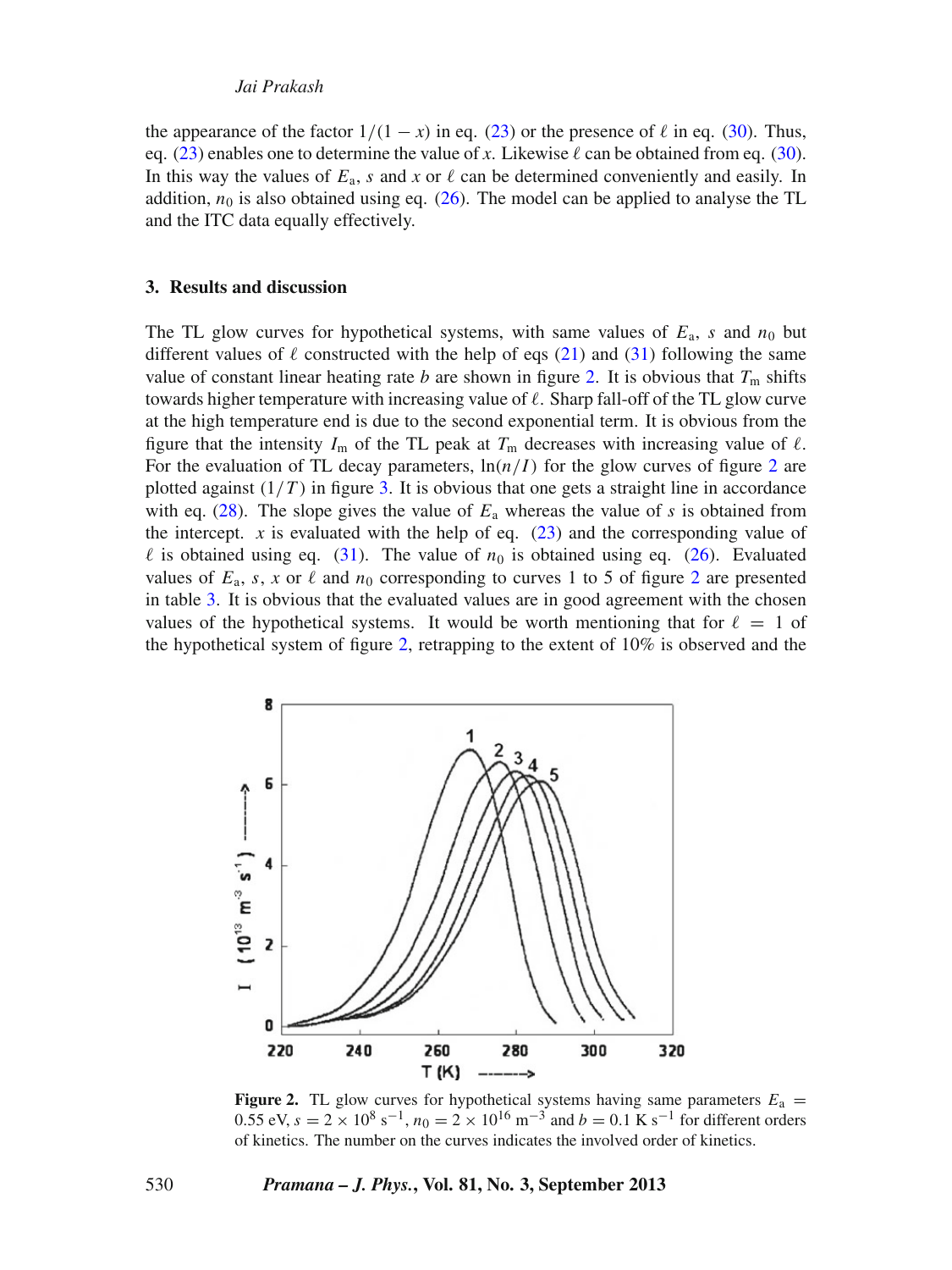the appearance of the factor $1/(1-x)$ in eq. (23) or the presence of $\ell$ in eq. (30). Thus, eq. (23) enables one to determine the value of $x$. Likewise $\ell$ can be obtained from eq. (30). In this way the values of $E_a$, $s$ and $x$ or $\ell$ can be determined conveniently and easily. In addition, $n_0$ is also obtained using eq. (26). The model can be applied to analyse the TL and the ITC data equally effectively.

## 3. Results and discussion

The TL glow curves for hypothetical systems, with same values of $E_a$, $s$ and $n_0$ but different values of $\ell$ constructed with the help of eqs (21) and (31) following the same value of constant linear heating rate $b$ are shown in figure 2. It is obvious that $T_m$ shifts towards higher temperature with increasing value of $\ell$. Sharp fall-off of the TL glow curve at the high temperature end is due to the second exponential term. It is obvious from the figure that the intensity $I_m$ of the TL peak at $T_m$ decreases with increasing value of $\ell$. For the evaluation of TL decay parameters, $\ln(n/I)$ for the glow curves of figure 2 are plotted against $(1/T)$ in figure 3. It is obvious that one gets a straight line in accordance with eq. (28). The slope gives the value of $E_a$ whereas the value of $s$ is obtained from the intercept. $x$ is evaluated with the help of eq. (23) and the corresponding value of $\ell$ is obtained using eq. (31). The value of $n_0$ is obtained using eq. (26). Evaluated values of $E_a$, $s$, $x$ or $\ell$ and $n_0$ corresponding to curves 1 to 5 of figure 2 are presented in table 3. It is obvious that the evaluated values are in good agreement with the chosen values of the hypothetical systems. It would be worth mentioning that for $\ell = 1$ of the hypothetical system of figure 2, retrapping to the extent of 10% is observed and the

I ( $10^{13}$ m$^{-3}$ s$^{-1}$ ) ------->

8
6
4
2
0

220 240 260 280 300 320

T (K) ------->

1 2 3 4 5

**Figure 2.** TL glow curves for hypothetical systems having same parameters $E_a = 0.55$ eV, $s = 2 \times 10^8$ s$^{-1}$, $n_0 = 2 \times 10^{16}$ m$^{-3}$ and $b = 0.1$ K s$^{-1}$ for different orders of kinetics. The number on the curves indicates the involved order of kinetics.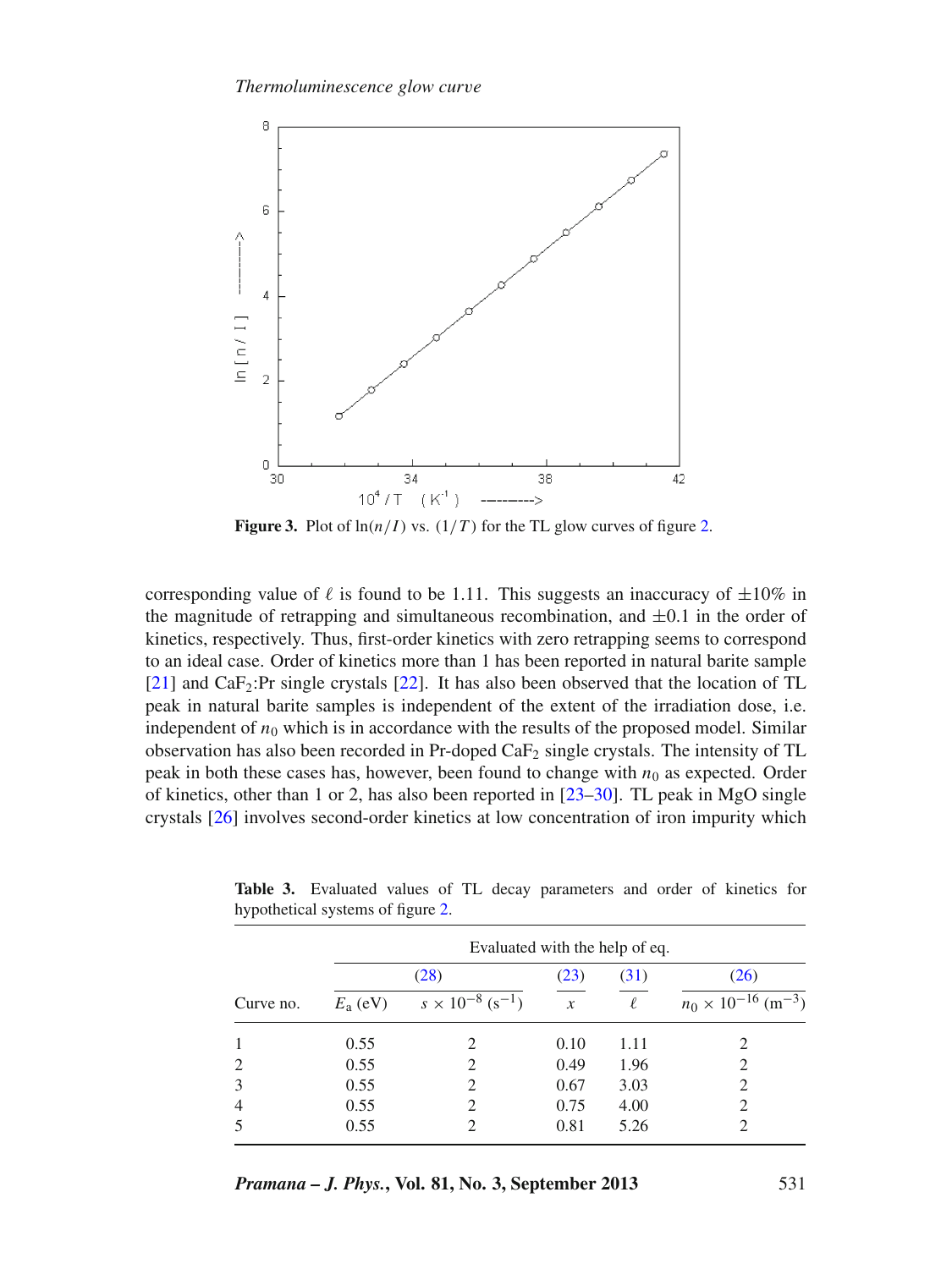8

6

4

2

0

ln [ n / I ] --------->

30

34

38

42

$10^4$ / T ( $K^{-1}$ ) --------->

**Figure 3.** Plot of $\ln(n/I)$ vs. $(1/T)$ for the TL glow curves of figure 2.

corresponding value of $\ell$ is found to be 1.11. This suggests an inaccuracy of $\pm 10\%$ in the magnitude of retrapping and simultaneous recombination, and $\pm 0.1$ in the order of kinetics, respectively. Thus, first-order kinetics with zero retrapping seems to correspond to an ideal case. Order of kinetics more than 1 has been reported in natural barite sample [21] and $CaF_2$:Pr single crystals [22]. It has also been observed that the location of TL peak in natural barite samples is independent of the extent of the irradiation dose, i.e. independent of $n_0$ which is in accordance with the results of the proposed model. Similar observation has also been recorded in Pr-doped $CaF_2$ single crystals. The intensity of TL peak in both these cases has, however, been found to change with $n_0$ as expected. Order of kinetics, other than 1 or 2, has also been reported in [23–30]. TL peak in MgO single crystals [26] involves second-order kinetics at low concentration of iron impurity which

**Table 3.** Evaluated values of TL decay parameters and order of kinetics for hypothetical systems of figure 2.

| | Evaluated with the help of eq. | | | | |
|---|---|---|---|---|---|
| | (28) | | (23) | (31) | (26) |
| Curve no. | $E_a$ (eV) | $s \times 10^{-8}$ ($s^{-1}$) | $x$ | $\ell$ | $n_0 \times 10^{-16}$ ($m^{-3}$) |
| 1 | 0.55 | 2 | 0.10 | 1.11 | 2 |
| 2 | 0.55 | 2 | 0.49 | 1.96 | 2 |
| 3 | 0.55 | 2 | 0.67 | 3.03 | 2 |
| 4 | 0.55 | 2 | 0.75 | 4.00 | 2 |
| 5 | 0.55 | 2 | 0.81 | 5.26 | 2 |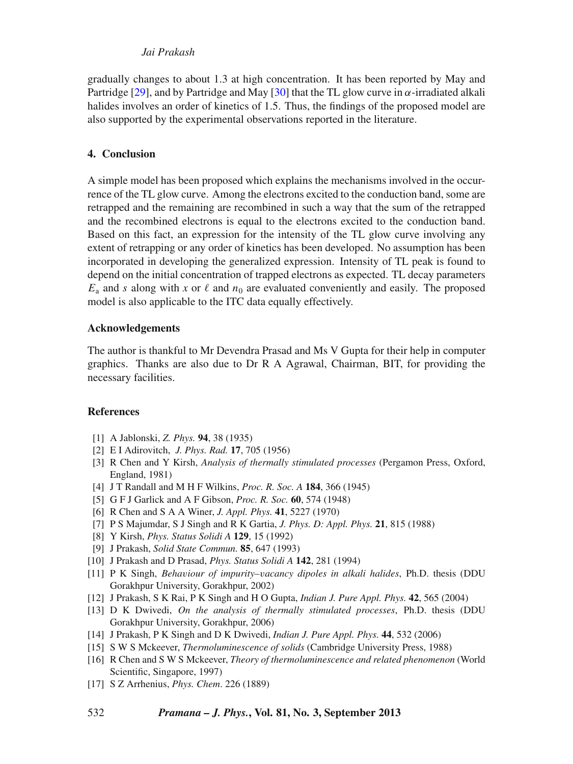gradually changes to about 1.3 at high concentration. It has been reported by May and Partridge [29], and by Partridge and May [30] that the TL glow curve in $\alpha$-irradiated alkali halides involves an order of kinetics of 1.5. Thus, the findings of the proposed model are also supported by the experimental observations reported in the literature.

## 4. Conclusion

A simple model has been proposed which explains the mechanisms involved in the occurrence of the TL glow curve. Among the electrons excited to the conduction band, some are retrapped and the remaining are recombined in such a way that the sum of the retrapped and the recombined electrons is equal to the electrons excited to the conduction band. Based on this fact, an expression for the intensity of the TL glow curve involving any extent of retrapping or any order of kinetics has been developed. No assumption has been incorporated in developing the generalized expression. Intensity of TL peak is found to depend on the initial concentration of trapped electrons as expected. TL decay parameters $E_a$ and $s$ along with $x$ or $\ell$ and $n_0$ are evaluated conveniently and easily. The proposed model is also applicable to the ITC data equally effectively.

## Acknowledgements

The author is thankful to Mr Devendra Prasad and Ms V Gupta for their help in computer graphics. Thanks are also due to Dr R A Agrawal, Chairman, BIT, for providing the necessary facilities.

## References

[1] A Jablonski, *Z. Phys.* **94**, 38 (1935)
[2] E I Adirovitch, *J. Phys. Rad.* **17**, 705 (1956)
[3] R Chen and Y Kirsh, *Analysis of thermally stimulated processes* (Pergamon Press, Oxford, England, 1981)
[4] J T Randall and M H F Wilkins, *Proc. R. Soc. A* **184**, 366 (1945)
[5] G F J Garlick and A F Gibson, *Proc. R. Soc.* **60**, 574 (1948)
[6] R Chen and S A A Winer, *J. Appl. Phys.* **41**, 5227 (1970)
[7] P S Majumdar, S J Singh and R K Gartia, *J. Phys. D: Appl. Phys.* **21**, 815 (1988)
[8] Y Kirsh, *Phys. Status Solidi A* **129**, 15 (1992)
[9] J Prakash, *Solid State Commun.* **85**, 647 (1993)
[10] J Prakash and D Prasad, *Phys. Status Solidi A* **142**, 281 (1994)
[11] P K Singh, *Behaviour of impurity–vacancy dipoles in alkali halides*, Ph.D. thesis (DDU Gorakhpur University, Gorakhpur, 2002)
[12] J Prakash, S K Rai, P K Singh and H O Gupta, *Indian J. Pure Appl. Phys.* **42**, 565 (2004)
[13] D K Dwivedi, *On the analysis of thermally stimulated processes*, Ph.D. thesis (DDU Gorakhpur University, Gorakhpur, 2006)
[14] J Prakash, P K Singh and D K Dwivedi, *Indian J. Pure Appl. Phys.* **44**, 532 (2006)
[15] S W S Mckeever, *Thermoluminescence of solids* (Cambridge University Press, 1988)
[16] R Chen and S W S Mckeever, *Theory of thermoluminescence and related phenomenon* (World Scientific, Singapore, 1997)
[17] S Z Arrhenius, *Phys. Chem.* 226 (1889)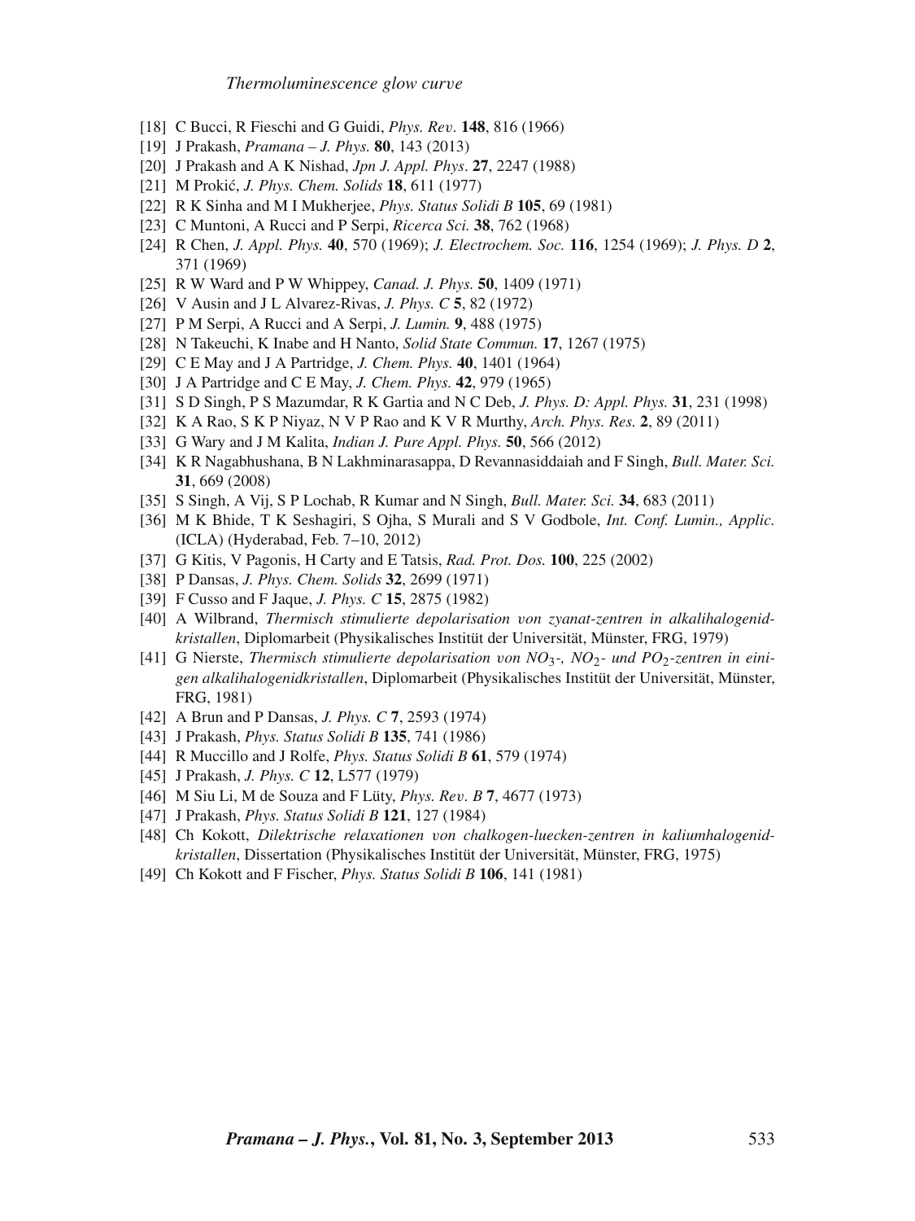[18] C Bucci, R Fieschi and G Guidi, *Phys. Rev.* **148**, 816 (1966)

[19] J Prakash, *Pramana – J. Phys.* **80**, 143 (2013)

[20] J Prakash and A K Nishad, *Jpn J. Appl. Phys*. **27**, 2247 (1988)

[21] M Prokić, *J. Phys. Chem. Solids* **18**, 611 (1977)

[22] R K Sinha and M I Mukherjee, *Phys. Status Solidi B* **105**, 69 (1981)

[23] C Muntoni, A Rucci and P Serpi, *Ricerca Sci.* **38**, 762 (1968)

[24] R Chen, *J. Appl. Phys.* **40**, 570 (1969); *J. Electrochem. Soc.* **116**, 1254 (1969); *J. Phys. D* **2**, 371 (1969)

[25] R W Ward and P W Whippey, *Canad. J. Phys.* **50**, 1409 (1971)

[26] V Ausin and J L Alvarez-Rivas, *J. Phys. C* **5**, 82 (1972)

[27] P M Serpi, A Rucci and A Serpi, *J. Lumin.* **9**, 488 (1975)

[28] N Takeuchi, K Inabe and H Nanto, *Solid State Commun.* **17**, 1267 (1975)

[29] C E May and J A Partridge, *J. Chem. Phys.* **40**, 1401 (1964)

[30] J A Partridge and C E May, *J. Chem. Phys.* **42**, 979 (1965)

[31] S D Singh, P S Mazumdar, R K Gartia and N C Deb, *J. Phys. D: Appl. Phys.* **31**, 231 (1998)

[32] K A Rao, S K P Niyaz, N V P Rao and K V R Murthy, *Arch. Phys. Res.* **2**, 89 (2011)

[33] G Wary and J M Kalita, *Indian J. Pure Appl. Phys.* **50**, 566 (2012)

[34] K R Nagabhushana, B N Lakhminarasappa, D Revannasiddaiah and F Singh, *Bull. Mater. Sci.* **31**, 669 (2008)

[35] S Singh, A Vij, S P Lochab, R Kumar and N Singh, *Bull. Mater. Sci.* **34**, 683 (2011)

[36] M K Bhide, T K Seshagiri, S Ojha, S Murali and S V Godbole, *Int. Conf. Lumin., Applic.* (ICLA) (Hyderabad, Feb. 7–10, 2012)

[37] G Kitis, V Pagonis, H Carty and E Tatsis, *Rad. Prot. Dos.* **100**, 225 (2002)

[38] P Dansas, *J. Phys. Chem. Solids* **32**, 2699 (1971)

[39] F Cusso and F Jaque, *J. Phys. C* **15**, 2875 (1982)

[40] A Wilbrand, *Thermisch stimulierte depolarisation von zyanat-zentren in alkalihalogenid-kristallen*, Diplomarbeit (Physikalisches Institüt der Universität, Münster, FRG, 1979)

[41] G Nierste, *Thermisch stimulierte depolarisation von $NO_3$-, $NO_2$- und $PO_2$-zentren in einigen alkalihalogenidkristallen*, Diplomarbeit (Physikalisches Institüt der Universität, Münster, FRG, 1981)

[42] A Brun and P Dansas, *J. Phys. C* **7**, 2593 (1974)

[43] J Prakash, *Phys. Status Solidi B* **135**, 741 (1986)

[44] R Muccillo and J Rolfe, *Phys. Status Solidi B* **61**, 579 (1974)

[45] J Prakash, *J. Phys. C* **12**, L577 (1979)

[46] M Siu Li, M de Souza and F Lüty, *Phys. Rev. B* **7**, 4677 (1973)

[47] J Prakash, *Phys. Status Solidi B* **121**, 127 (1984)

[48] Ch Kokott, *Dilektrische relaxationen von chalkogen-luecken-zentren in kaliumhalogenid-kristallen*, Dissertation (Physikalisches Institüt der Universität, Münster, FRG, 1975)

[49] Ch Kokott and F Fischer, *Phys. Status Solidi B* **106**, 141 (1981)